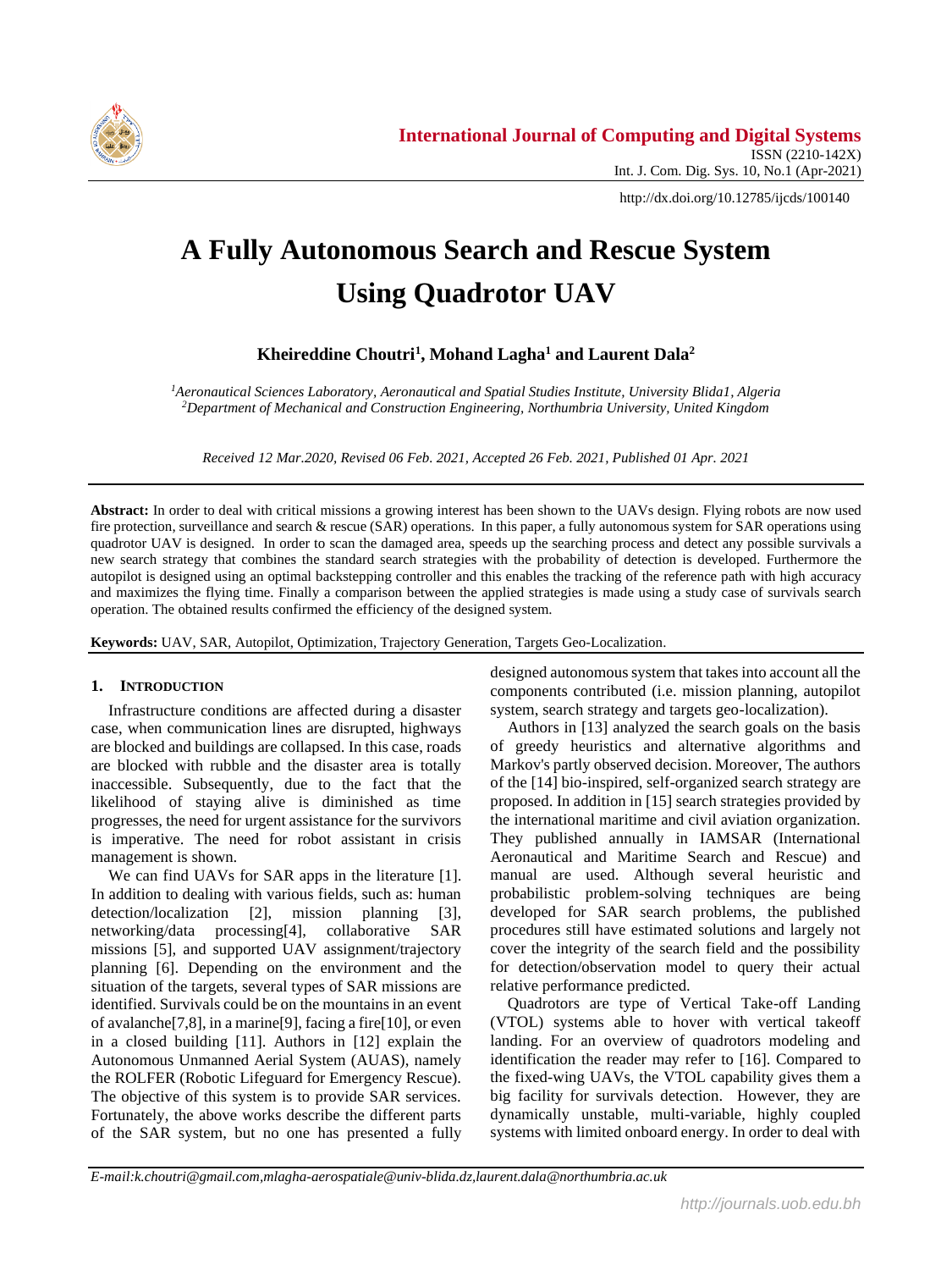# A Fully Autonomous Search and Rescue System Using Quadrotor UAV

**Kheireddine Choutri[1], Mohand Lagha[1] and Laurent Dala[2]**

*[1]Aeronautical Sciences Laboratory, Aeronautical and Spatial Studies Institute, University Blida1, Algeria*
*[2]Department of Mechanical and Construction Engineering, Northumbria University, United Kingdom*

*Received 12 Mar.2020, Revised 06 Feb. 2021, Accepted 26 Feb. 2021, Published 01 Apr. 2021*

**Abstract:** In order to deal with critical missions a growing interest has been shown to the UAVs design. Flying robots are now used fire protection, surveillance and search & rescue (SAR) operations. In this paper, a fully autonomous system for SAR operations using quadrotor UAV is designed. In order to scan the damaged area, speeds up the searching process and detect any possible survivals a new search strategy that combines the standard search strategies with the probability of detection is developed. Furthermore the autopilot is designed using an optimal backstepping controller and this enables the tracking of the reference path with high accuracy and maximizes the flying time. Finally a comparison between the applied strategies is made using a study case of survivals search operation. The obtained results confirmed the efficiency of the designed system.

**Keywords:** UAV, SAR, Autopilot, Optimization, Trajectory Generation, Targets Geo-Localization.

## 1. Introduction

Infrastructure conditions are affected during a disaster case, when communication lines are disrupted, highways are blocked and buildings are collapsed. In this case, roads are blocked with rubble and the disaster area is totally inaccessible. Subsequently, due to the fact that the likelihood of staying alive is diminished as time progresses, the need for urgent assistance for the survivors is imperative. The need for robot assistant in crisis management is shown.

We can find UAVs for SAR apps in the literature [1]. In addition to dealing with various fields, such as: human detection/localization [2], mission planning [3], networking/data processing[4], collaborative SAR missions [5], and supported UAV assignment/trajectory planning [6]. Depending on the environment and the situation of the targets, several types of SAR missions are identified. Survivals could be on the mountains in an event of avalanche[7,8], in a marine[9], facing a fire[10], or even in a closed building [11]. Authors in [12] explain the Autonomous Unmanned Aerial System (AUAS), namely the ROLFER (Robotic Lifeguard for Emergency Rescue). The objective of this system is to provide SAR services. Fortunately, the above works describe the different parts of the SAR system, but no one has presented a fully designed autonomous system that takes into account all the components contributed (i.e. mission planning, autopilot system, search strategy and targets geo-localization).

Authors in [13] analyzed the search goals on the basis of greedy heuristics and alternative algorithms and Markov's partly observed decision. Moreover, The authors of the [14] bio-inspired, self-organized search strategy are proposed. In addition in [15] search strategies provided by the international maritime and civil aviation organization. They published annually in IAMSAR (International Aeronautical and Maritime Search and Rescue) and manual are used. Although several heuristic and probabilistic problem-solving techniques are being developed for SAR search problems, the published procedures still have estimated solutions and largely not cover the integrity of the search field and the possibility for detection/observation model to query their actual relative performance predicted.

Quadrotors are type of Vertical Take-off Landing (VTOL) systems able to hover with vertical takeoff landing. For an overview of quadrotors modeling and identification the reader may refer to [16]. Compared to the fixed-wing UAVs, the VTOL capability gives them a big facility for survivals detection. However, they are dynamically unstable, multi-variable, highly coupled systems with limited onboard energy. In order to deal with

*E-mail:k.choutri@gmail.com,mlagha-aerospatiale@univ-blida.dz,laurent.dala@northumbria.ac.uk*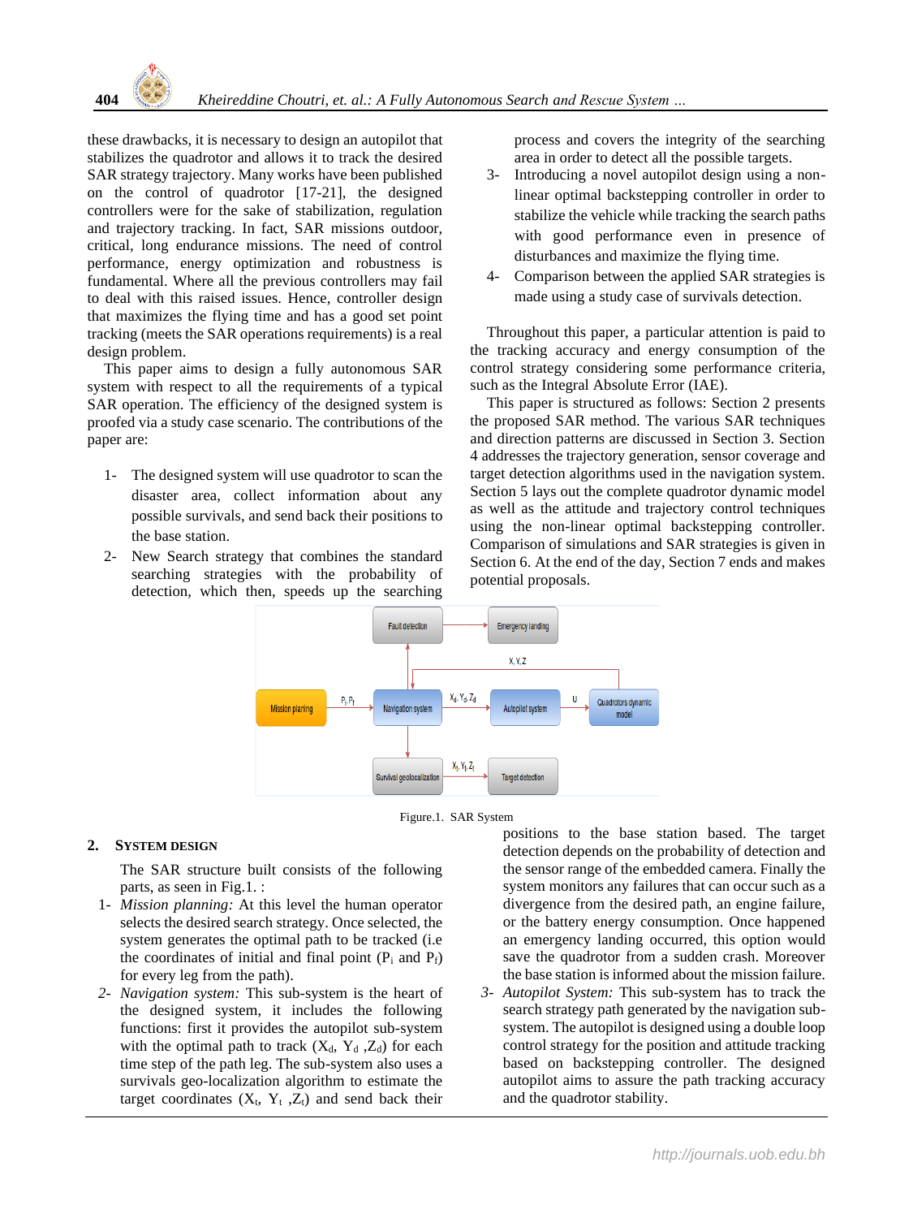these drawbacks, it is necessary to design an autopilot that stabilizes the quadrotor and allows it to track the desired SAR strategy trajectory. Many works have been published on the control of quadrotor [17-21], the designed controllers were for the sake of stabilization, regulation and trajectory tracking. In fact, SAR missions outdoor, critical, long endurance missions. The need of control performance, energy optimization and robustness is fundamental. Where all the previous controllers may fail to deal with this raised issues. Hence, controller design that maximizes the flying time and has a good set point tracking (meets the SAR operations requirements) is a real design problem.

This paper aims to design a fully autonomous SAR system with respect to all the requirements of a typical SAR operation. The efficiency of the designed system is proofed via a study case scenario. The contributions of the paper are:

1- The designed system will use quadrotor to scan the disaster area, collect information about any possible survivals, and send back their positions to the base station.

2- New Search strategy that combines the standard searching strategies with the probability of detection, which then, speeds up the searching process and covers the integrity of the searching area in order to detect all the possible targets.

3- Introducing a novel autopilot design using a non-linear optimal backstepping controller in order to stabilize the vehicle while tracking the search paths with good performance even in presence of disturbances and maximize the flying time.

4- Comparison between the applied SAR strategies is made using a study case of survivals detection.

Throughout this paper, a particular attention is paid to the tracking accuracy and energy consumption of the control strategy considering some performance criteria, such as the Integral Absolute Error (IAE).

This paper is structured as follows: Section 2 presents the proposed SAR method. The various SAR techniques and direction patterns are discussed in Section 3. Section 4 addresses the trajectory generation, sensor coverage and target detection algorithms used in the navigation system. Section 5 lays out the complete quadrotor dynamic model as well as the attitude and trajectory control techniques using the non-linear optimal backstepping controller. Comparison of simulations and SAR strategies is given in Section 6. At the end of the day, Section 7 ends and makes potential proposals.

Figure.1. SAR System

## 2. System Design

The SAR structure built consists of the following parts, as seen in Fig.1. :

1- *Mission planning:* At this level the human operator selects the desired search strategy. Once selected, the system generates the optimal path to be tracked (i.e the coordinates of initial and final point ($P_i$ and $P_f$) for every leg from the path).

2- *Navigation system:* This sub-system is the heart of the designed system, it includes the following functions: first it provides the autopilot sub-system with the optimal path to track ($X_d$, $Y_d$ ,$Z_d$) for each time step of the path leg. The sub-system also uses a survivals geo-localization algorithm to estimate the target coordinates ($X_t$, $Y_t$ ,$Z_t$) and send back their positions to the base station based. The target detection depends on the probability of detection and the sensor range of the embedded camera. Finally the system monitors any failures that can occur such as a divergence from the desired path, an engine failure, or the battery energy consumption. Once happened an emergency landing occurred, this option would save the quadrotor from a sudden crash. Moreover the base station is informed about the mission failure.

3- *Autopilot System:* This sub-system has to track the search strategy path generated by the navigation sub-system. The autopilot is designed using a double loop control strategy for the position and attitude tracking based on backstepping controller. The designed autopilot aims to assure the path tracking accuracy and the quadrotor stability.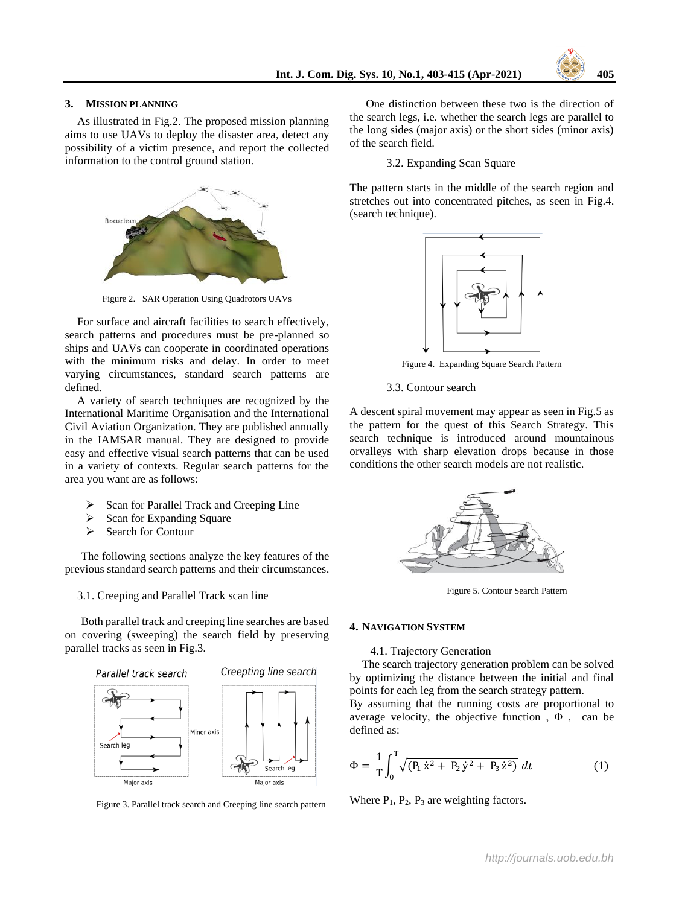## 3. Mission Planning

As illustrated in Fig.2. The proposed mission planning aims to use UAVs to deploy the disaster area, detect any possibility of a victim presence, and report the collected information to the control ground station.

Figure 2. SAR Operation Using Quadrotors UAVs

For surface and aircraft facilities to search effectively, search patterns and procedures must be pre-planned so ships and UAVs can cooperate in coordinated operations with the minimum risks and delay. In order to meet varying circumstances, standard search patterns are defined.

A variety of search techniques are recognized by the International Maritime Organisation and the International Civil Aviation Organization. They are published annually in the IAMSAR manual. They are designed to provide easy and effective visual search patterns that can be used in a variety of contexts. Regular search patterns for the area you want are as follows:

- Scan for Parallel Track and Creeping Line
- Scan for Expanding Square
- Search for Contour

The following sections analyze the key features of the previous standard search patterns and their circumstances.

### 3.1. Creeping and Parallel Track scan line

Both parallel track and creeping line searches are based on covering (sweeping) the search field by preserving parallel tracks as seen in Fig.3.

Figure 3. Parallel track search and Creeping line search pattern

One distinction between these two is the direction of the search legs, i.e. whether the search legs are parallel to the long sides (major axis) or the short sides (minor axis) of the search field.

### 3.2. Expanding Scan Square

The pattern starts in the middle of the search region and stretches out into concentrated pitches, as seen in Fig.4. (search technique).

Figure 4. Expanding Square Search Pattern

### 3.3. Contour search

A descent spiral movement may appear as seen in Fig.5 as the pattern for the quest of this Search Strategy. This search technique is introduced around mountainous orvalleys with sharp elevation drops because in those conditions the other search models are not realistic.

Figure 5. Contour Search Pattern

## 4. Navigation System

### 4.1. Trajectory Generation

The search trajectory generation problem can be solved by optimizing the distance between the initial and final points for each leg from the search strategy pattern.

By assuming that the running costs are proportional to average velocity, the objective function , $\Phi$ , can be defined as:

$$\Phi = \frac{1}{T}\int_{0}^{T} \sqrt{(P_1\,\dot{x}^2 + P_2\,\dot{y}^2 + P_3\,\dot{z}^2)}\; dt \qquad (1)$$

Where $P_1$, $P_2$, $P_3$ are weighting factors.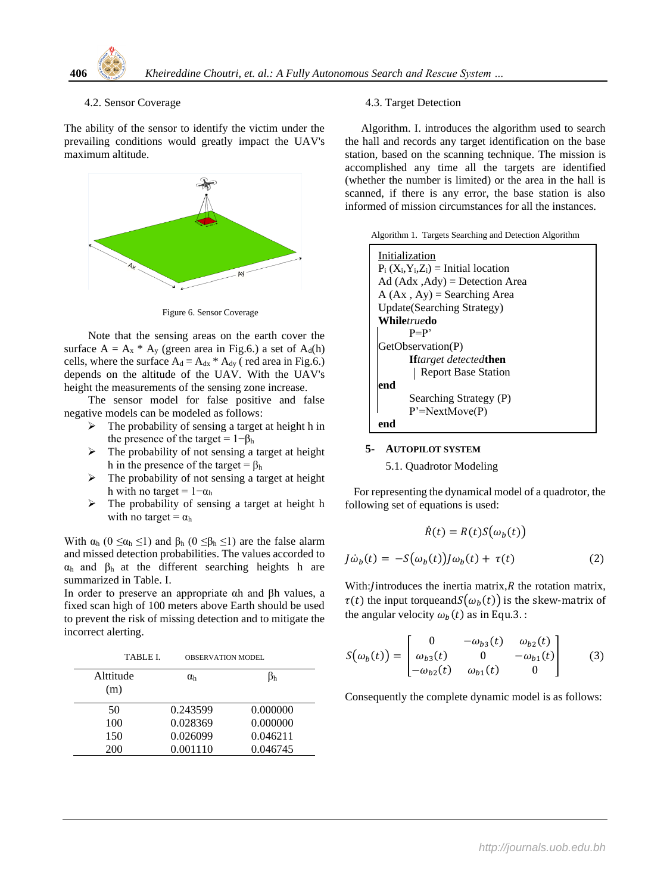4.2. Sensor Coverage

The ability of the sensor to identify the victim under the prevailing conditions would greatly impact the UAV's maximum altitude.

Figure 6. Sensor Coverage

Note that the sensing areas on the earth cover the surface $A = A_x * A_y$ (green area in Fig.6.) a set of $A_d(h)$ cells, where the surface $A_d = A_{dx} * A_{dy}$ ( red area in Fig.6.) depends on the altitude of the UAV. With the UAV's height the measurements of the sensing zone increase.

The sensor model for false positive and false negative models can be modeled as follows:

- The probability of sensing a target at height h in the presence of the target = $1-\beta_h$
- The probability of not sensing a target at height h in the presence of the target = $\beta_h$
- The probability of not sensing a target at height h with no target = $1-\alpha_h$
- The probability of sensing a target at height h with no target = $\alpha_h$

With $\alpha_h$ ($0 \leq \alpha_h \leq 1$) and $\beta_h$ ($0 \leq \beta_h \leq 1$) are the false alarm and missed detection probabilities. The values accorded to $\alpha_h$ and $\beta_h$ at the different searching heights h are summarized in Table. I.

In order to preserve an appropriate αh and βh values, a fixed scan high of 100 meters above Earth should be used to prevent the risk of missing detection and to mitigate the incorrect alerting.

TABLE I. OBSERVATION MODEL

| Alttitude (m) | $\alpha_h$ | $\beta_h$ |
|---|---|---|
| 50 | 0.243599 | 0.000000 |
| 100 | 0.028369 | 0.000000 |
| 150 | 0.026099 | 0.046211 |
| 200 | 0.001110 | 0.046745 |

4.3. Target Detection

Algorithm. I. introduces the algorithm used to search the hall and records any target identification on the base station, based on the scanning technique. The mission is accomplished any time all the targets are identified (whether the number is limited) or the area in the hall is scanned, if there is any error, the base station is also informed of mission circumstances for all the instances.

Algorithm 1. Targets Searching and Detection Algorithm

```
Initialization
Pi (Xi,Yi,Zi) = Initial location
Ad (Adx ,Ady) = Detection Area
A (Ax , Ay) = Searching Area
Update(Searching Strategy)
While true do
|       P=P'
|GetObservation(P)
|       If target detected then
|        | Report Base Station
|end
|       Searching Strategy (P)
|       P'=NextMove(P)
end
```

## 5- AUTOPILOT SYSTEM

5.1. Quadrotor Modeling

For representing the dynamical model of a quadrotor, the following set of equations is used:

$$\dot{R}(t) = R(t)S(\omega_b(t))$$

$$J\dot{\omega}_b(t) = -S(\omega_b(t))J\omega_b(t) + \tau(t) \quad (2)$$

With: $J$ introduces the inertia matrix, $R$ the rotation matrix, $\tau(t)$ the input torque and $S(\omega_b(t))$ is the skew-matrix of the angular velocity $\omega_b(t)$ as in Equ.3. :

$$S(\omega_b(t)) = \begin{bmatrix} 0 & -\omega_{b3}(t) & \omega_{b2}(t) \\ \omega_{b3}(t) & 0 & -\omega_{b1}(t) \\ -\omega_{b2}(t) & \omega_{b1}(t) & 0 \end{bmatrix} \quad (3)$$

Consequently the complete dynamic model is as follows: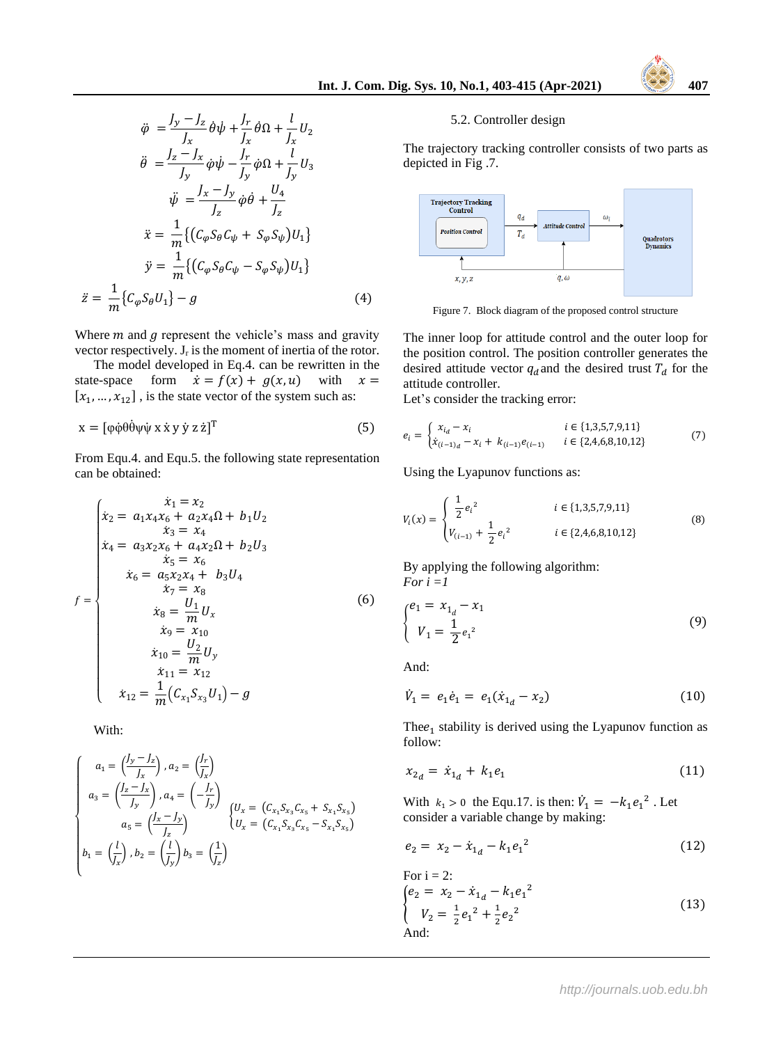$$\ddot{\varphi} = \frac{J_y - J_z}{J_x}\dot{\theta}\dot{\psi} + \frac{J_r}{J_x}\dot{\theta}\Omega + \frac{l}{J_x}U_2$$

$$\ddot{\theta} = \frac{J_z - J_x}{J_y}\dot{\varphi}\dot{\psi} - \frac{J_r}{J_y}\dot{\varphi}\Omega + \frac{l}{J_y}U_3$$

$$\ddot{\psi} = \frac{J_x - J_y}{J_z}\dot{\varphi}\dot{\theta} + \frac{U_4}{J_z}$$

$$\ddot{x} = \frac{1}{m}\{(C_\varphi S_\theta C_\psi + S_\varphi S_\psi)U_1\}$$

$$\ddot{y} = \frac{1}{m}\{(C_\varphi S_\theta C_\psi - S_\varphi S_\psi)U_1\}$$

$$\ddot{z} = \frac{1}{m}\{C_\varphi S_\theta U_1\} - g \tag{4}$$

Where $m$ and $g$ represent the vehicle's mass and gravity vector respectively. $J_r$ is the moment of inertia of the rotor.

The model developed in Eq.4. can be rewritten in the state-space form $\dot{x} = f(x) + g(x,u)$ with $x = [x_1, \ldots, x_{12}]$ , is the state vector of the system such as:

$$x = [\varphi\dot{\varphi}\theta\dot{\theta}\psi\dot{\psi}\ x\ \dot{x}\ y\ \dot{y}\ z\ \dot{z}]^T \tag{5}$$

From Equ.4. and Equ.5. the following state representation can be obtained:

$$f = \begin{cases} \dot{x}_1 = x_2 \\ \dot{x}_2 = a_1 x_4 x_6 + a_2 x_4 \Omega + b_1 U_2 \\ \dot{x}_3 = x_4 \\ \dot{x}_4 = a_3 x_2 x_6 + a_4 x_2 \Omega + b_2 U_3 \\ \dot{x}_5 = x_6 \\ \dot{x}_6 = a_5 x_2 x_4 + b_3 U_4 \\ \dot{x}_7 = x_8 \\ \dot{x}_8 = \frac{U_1}{m} U_x \\ \dot{x}_9 = x_{10} \\ \dot{x}_{10} = \frac{U_2}{m} U_y \\ \dot{x}_{11} = x_{12} \\ \dot{x}_{12} = \frac{1}{m}(C_{x_1} S_{x_3} U_1) - g \end{cases} \tag{6}$$

With:

$$\begin{cases} a_1 = \left(\frac{J_y - J_z}{J_x}\right), a_2 = \left(\frac{J_r}{J_x}\right) \\ a_3 = \left(\frac{J_z - J_x}{J_y}\right), a_4 = \left(-\frac{J_r}{J_y}\right) \\ a_5 = \left(\frac{J_x - J_y}{J_z}\right) \\ b_1 = \left(\frac{l}{J_x}\right), b_2 = \left(\frac{l}{J_y}\right) b_3 = \left(\frac{1}{J_z}\right) \end{cases} \quad \begin{cases} U_x = (C_{x_1} S_{x_3} C_{x_5} + S_{x_1} S_{x_5}) \\ U_x = (C_{x_1} S_{x_3} C_{x_5} - S_{x_1} S_{x_5}) \end{cases}$$

### 5.2. Controller design

The trajectory tracking controller consists of two parts as depicted in Fig .7.

Figure 7. Block diagram of the proposed control structure

The inner loop for attitude control and the outer loop for the position control. The position controller generates the desired attitude vector $q_d$ and the desired trust $T_d$ for the attitude controller.

Let's consider the tracking error:

$$e_i = \begin{cases} x_{i_d} - x_i & i \in \{1,3,5,7,9,11\} \\ \dot{x}_{(i-1)_d} - x_i + k_{(i-1)} e_{(i-1)} & i \in \{2,4,6,8,10,12\} \end{cases} \tag{7}$$

Using the Lyapunov functions as:

$$V_i(x) = \begin{cases} \frac{1}{2} e_i^2 & i \in \{1,3,5,7,9,11\} \\ V_{(i-1)} + \frac{1}{2} e_i^2 & i \in \{2,4,6,8,10,12\} \end{cases} \tag{8}$$

By applying the following algorithm:

*For i =1*

$$\begin{cases} e_1 = x_{1_d} - x_1 \\ V_1 = \frac{1}{2} e_1^2 \end{cases} \tag{9}$$

And:

$$\dot{V}_1 = e_1 \dot{e}_1 = e_1(\dot{x}_{1_d} - x_2) \tag{10}$$

The $e_1$ stability is derived using the Lyapunov function as follow:

$$x_{2_d} = \dot{x}_{1_d} + k_1 e_1 \tag{11}$$

With $k_1 > 0$ the Equ.17. is then: $\dot{V}_1 = -k_1 e_1^2$ . Let consider a variable change by making:

$$e_2 = x_2 - \dot{x}_{1_d} - k_1 e_1^2 \tag{12}$$

For i = 2:

$$\begin{cases} e_2 = x_2 - \dot{x}_{1_d} - k_1 e_1^2 \\ V_2 = \frac{1}{2} e_1^2 + \frac{1}{2} e_2^2 \end{cases} \tag{13}$$

And: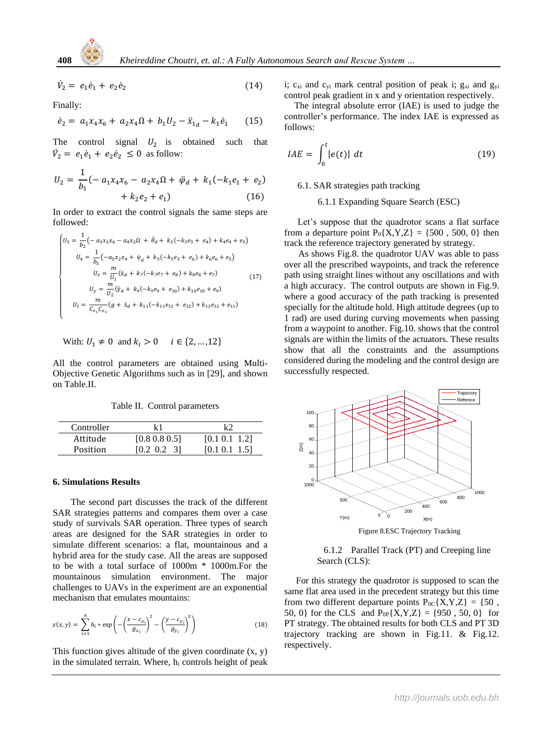$$\dot{V}_2 = e_1\dot{e}_1 + e_2\dot{e}_2 \quad (14)$$

Finally:

$$\dot{e}_2 = a_1 x_4 x_6 + a_2 x_4 \Omega + b_1 U_2 - \ddot{x}_{1_d} - k_1 \dot{e}_1 \quad (15)$$

The control signal $U_2$ is obtained such that $\dot{V}_2 = e_1\dot{e}_1 + e_2\dot{e}_2 \leq 0$ as follow:

$$U_2 = \frac{1}{b_1}(- a_1 x_4 x_6 - a_2 x_4 \Omega + \ddot{\varphi}_d + k_1(-k_1 e_1 + e_2) + k_2 e_2 + e_1) \quad (16)$$

In order to extract the control signals the same steps are followed:

$$\begin{cases} U_3 = \frac{1}{b_2}\left(- a_3 x_2 x_6 - a_4 x_2 \Omega + \ddot{\theta}_d + k_3(-k_3 e_3 + e_4) + k_4 e_4 + e_3\right) \\ U_4 = \frac{1}{b_3}\left(-a_5 x_2 x_4 + \ddot{\psi}_d + k_5(-k_5 e_5 + e_6) + k_6 e_6 + e_5\right) \\ U_x = \frac{m}{U_1}(\ddot{x}_d + k_7(-k_7 e_7 + e_8) + k_8 e_8 + e_7) \\ U_y = \frac{m}{U_2}(\ddot{y}_d + k_9(-k_9 e_9 + e_{10}) + k_{10} e_{10} + e_9) \\ U_1 = \frac{m}{C_{x_1} C_{x_3}}(g + \ddot{z}_d + k_{11}(-k_{11} e_{11} + e_{12}) + k_{12} e_{12} + e_{11}) \end{cases} \quad (17)$$

With: $U_1 \neq 0$ and $k_i > 0 \quad i \in \{2, \ldots, 12\}$

All the control parameters are obtained using Multi-Objective Genetic Algorithms such as in [29], and shown on Table.II.

Table II. Control parameters

| Controller | k1 | k2 |
|---|---|---|
| Attitude | [0.8 0.8 0.5] | [0.1 0.1 1.2] |
| Position | [0.2 0.2 3] | [0.1 0.1 1.5] |

## 6. Simulations Results

The second part discusses the track of the different SAR strategies patterns and compares them over a case study of survivals SAR operation. Three types of search areas are designed for the SAR strategies in order to simulate different scenarios: a flat, mountainous and a hybrid area for the study case. All the areas are supposed to be with a total surface of 1000m * 1000m.For the mountainous simulation environment. The major challenges to UAVs in the experiment are an exponential mechanism that emulates mountains:

$$z(x,y) = \sum_{i=1}^{n} h_i * \exp\left(-\left(\frac{x - c_{x_i}}{g_{x_i}}\right)^2 - \left(\frac{y - c_{y_i}}{g_{y_i}}\right)^2\right) \quad (18)$$

This function gives altitude of the given coordinate (x, y) in the simulated terrain. Where, $h_i$ controls height of peak i; $c_{xi}$ and $c_{yi}$ mark central position of peak i; $g_{xi}$ and $g_{yi}$ control peak gradient in x and y orientation respectively.

The integral absolute error (IAE) is used to judge the controller's performance. The index IAE is expressed as follows:

$$IAE = \int_0^t |e(t)| \, dt \quad (19)$$

### 6.1. SAR strategies path tracking

#### 6.1.1 Expanding Square Search (ESC)

Let's suppose that the quadrotor scans a flat surface from a departure point $P_0\{X,Y,Z\} = \{500, 500, 0\}$ then track the reference trajectory generated by strategy.

As shows Fig.8. the quadrotor UAV was able to pass over all the prescribed waypoints, and track the reference path using straight lines without any oscillations and with a high accuracy. The control outputs are shown in Fig.9. where a good accuracy of the path tracking is presented specially for the altitude hold. High attitude degrees (up to 1 rad) are used during curving movements when passing from a waypoint to another. Fig.10. shows that the control signals are within the limits of the actuators. These results show that all the constraints and the assumptions considered during the modeling and the control design are successfully respected.

Figure 8.ESC Trajectory Tracking

#### 6.1.2 Parallel Track (PT) and Creeping line Search (CLS):

For this strategy the quadrotor is supposed to scan the same flat area used in the precedent strategy but this time from two different departure points $P_{0C}\{X,Y,Z\} = \{50, 50, 0\}$ for the CLS and $P_{0P}\{X,Y,Z\} = \{950, 50, 0\}$ for PT strategy. The obtained results for both CLS and PT 3D trajectory tracking are shown in Fig.11. & Fig.12. respectively.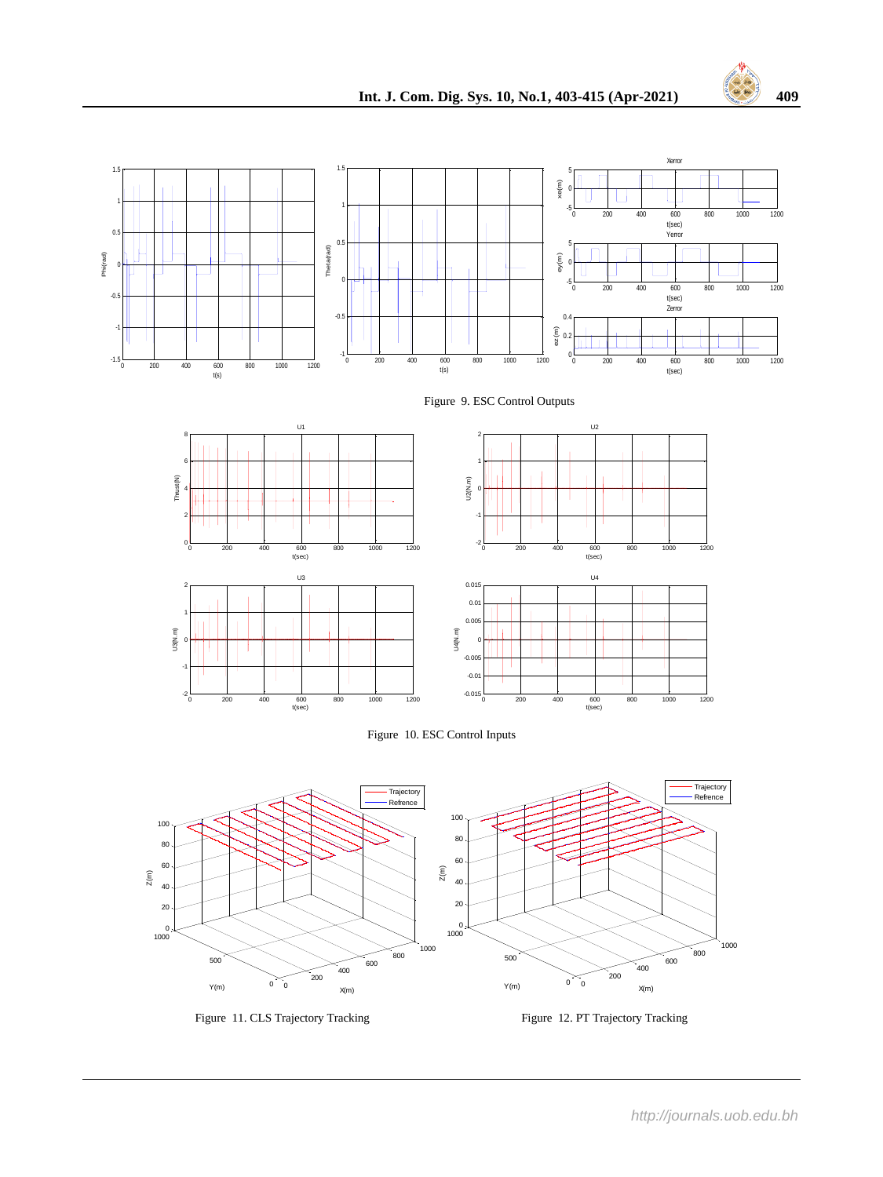Figure 9. ESC Control Outputs

Figure 10. ESC Control Inputs

Figure 11. CLS Trajectory Tracking

Figure 12. PT Trajectory Tracking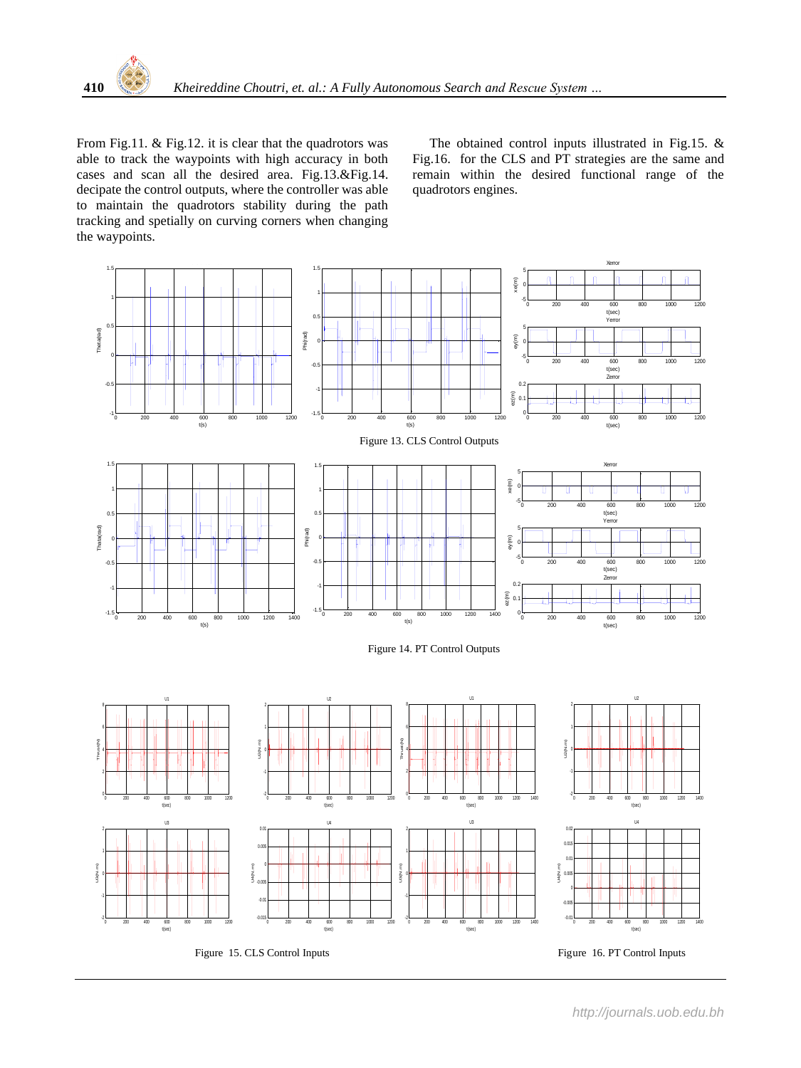From Fig.11. & Fig.12. it is clear that the quadrotors was able to track the waypoints with high accuracy in both cases and scan all the desired area. Fig.13.&Fig.14. decipate the control outputs, where the controller was able to maintain the quadrotors stability during the path tracking and spetially on curving corners when changing the waypoints.

The obtained control inputs illustrated in Fig.15. & Fig.16. for the CLS and PT strategies are the same and remain within the desired functional range of the quadrotors engines.

Figure 13. CLS Control Outputs

Figure 14. PT Control Outputs

Figure 15. CLS Control Inputs

Figure 16. PT Control Inputs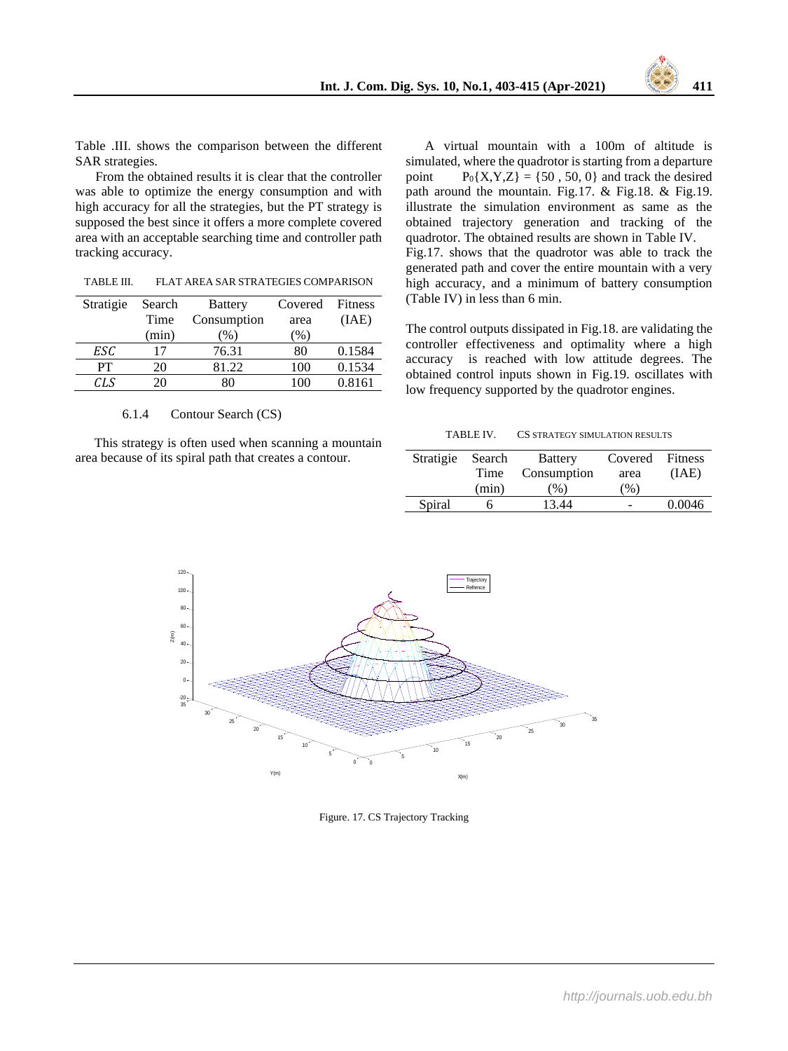Table .III. shows the comparison between the different SAR strategies.

From the obtained results it is clear that the controller was able to optimize the energy consumption and with high accuracy for all the strategies, but the PT strategy is supposed the best since it offers a more complete covered area with an acceptable searching time and controller path tracking accuracy.

TABLE III. FLAT AREA SAR STRATEGIES COMPARISON

| Stratigie | Search Time (min) | Battery Consumption (%) | Covered area (%) | Fitness (IAE) |
|---|---|---|---|---|
| *ESC* | 17 | 76.31 | 80 | 0.1584 |
| PT | 20 | 81.22 | 100 | 0.1534 |
| *CLS* | 20 | 80 | 100 | 0.8161 |

#### 6.1.4 Contour Search (CS)

This strategy is often used when scanning a mountain area because of its spiral path that creates a contour.

A virtual mountain with a 100m of altitude is simulated, where the quadrotor is starting from a departure point $P_0\{X,Y,Z\} = \{50 , 50, 0\}$ and track the desired path around the mountain. Fig.17. & Fig.18. & Fig.19. illustrate the simulation environment as same as the obtained trajectory generation and tracking of the quadrotor. The obtained results are shown in Table IV.

Fig.17. shows that the quadrotor was able to track the generated path and cover the entire mountain with a very high accuracy, and a minimum of battery consumption (Table IV) in less than 6 min.

The control outputs dissipated in Fig.18. are validating the controller effectiveness and optimality where a high accuracy is reached with low attitude degrees. The obtained control inputs shown in Fig.19. oscillates with low frequency supported by the quadrotor engines.

TABLE IV. CS STRATEGY SIMULATION RESULTS

| Stratigie | Search Time (min) | Battery Consumption (%) | Covered area (%) | Fitness (IAE) |
|---|---|---|---|---|
| Spiral | 6 | 13.44 | - | 0.0046 |

Figure. 17. CS Trajectory Tracking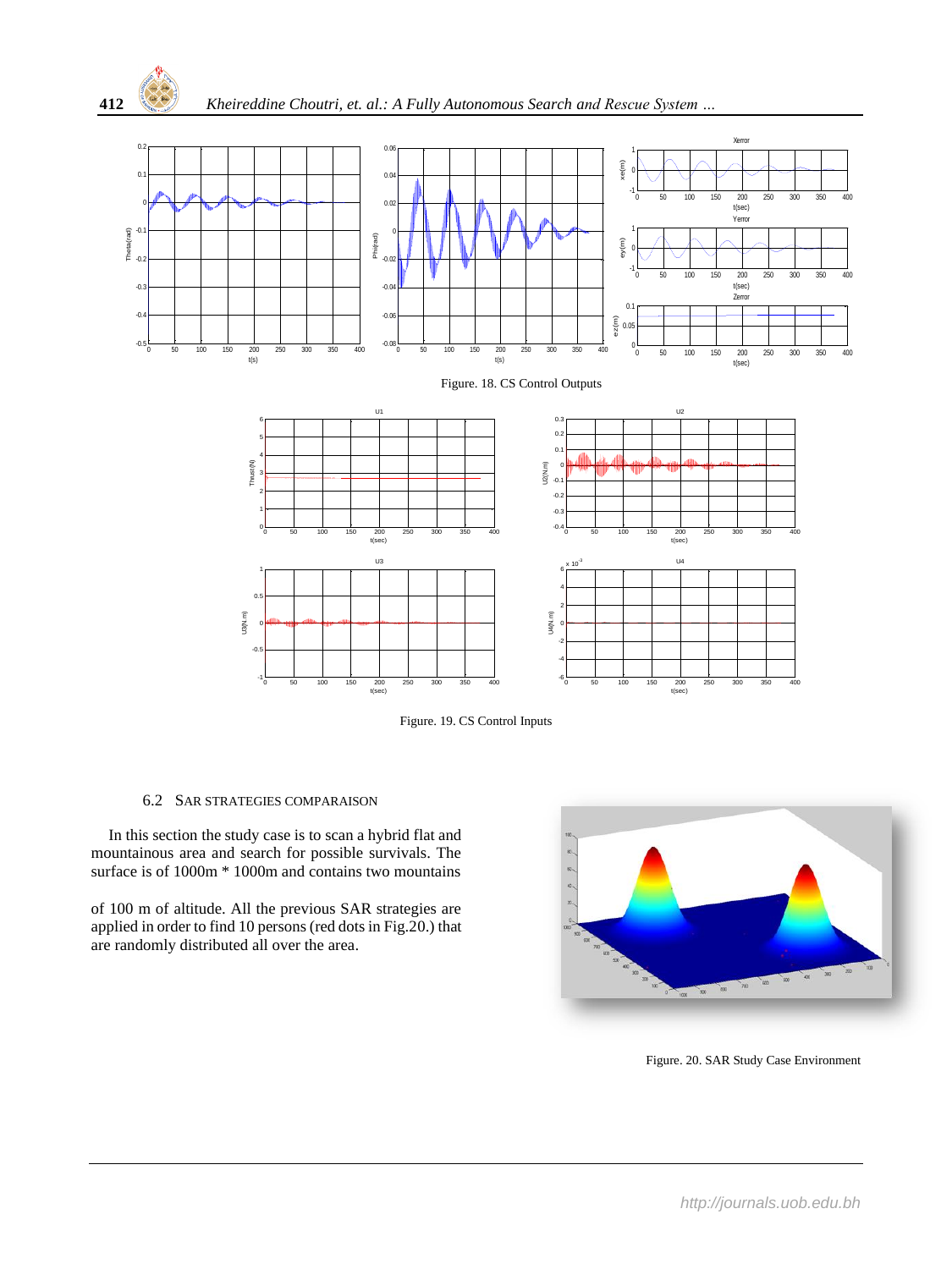Figure. 18. CS Control Outputs

Figure. 19. CS Control Inputs

### 6.2 SAR STRATEGIES COMPARAISON

In this section the study case is to scan a hybrid flat and mountainous area and search for possible survivals. The surface is of 1000m * 1000m and contains two mountains of 100 m of altitude. All the previous SAR strategies are applied in order to find 10 persons (red dots in Fig.20.) that are randomly distributed all over the area.

Figure. 20. SAR Study Case Environment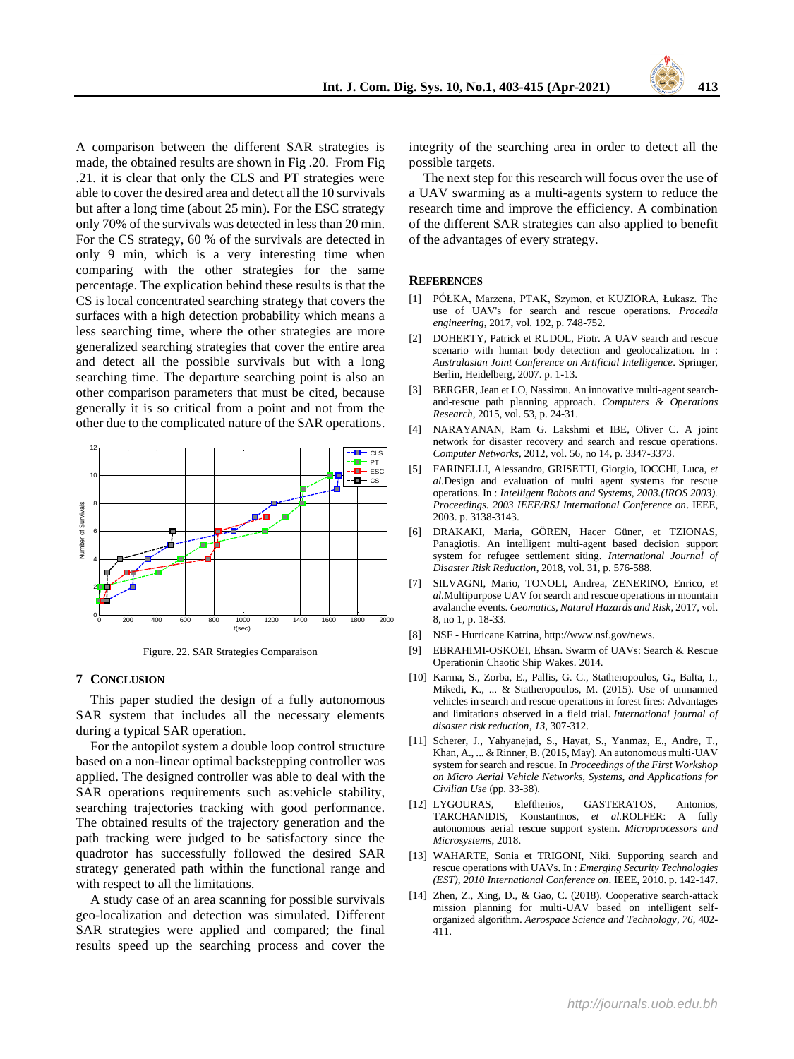A comparison between the different SAR strategies is made, the obtained results are shown in Fig .20. From Fig .21. it is clear that only the CLS and PT strategies were able to cover the desired area and detect all the 10 survivals but after a long time (about 25 min). For the ESC strategy only 70% of the survivals was detected in less than 20 min. For the CS strategy, 60 % of the survivals are detected in only 9 min, which is a very interesting time when comparing with the other strategies for the same percentage. The explication behind these results is that the CS is local concentrated searching strategy that covers the surfaces with a high detection probability which means a less searching time, where the other strategies are more generalized searching strategies that cover the entire area and detect all the possible survivals but with a long searching time. The departure searching point is also an other comparison parameters that must be cited, because generally it is so critical from a point and not from the other due to the complicated nature of the SAR operations.

Figure. 22. SAR Strategies Comparaison

## 7 Conclusion

This paper studied the design of a fully autonomous SAR system that includes all the necessary elements during a typical SAR operation.

For the autopilot system a double loop control structure based on a non-linear optimal backstepping controller was applied. The designed controller was able to deal with the SAR operations requirements such as:vehicle stability, searching trajectories tracking with good performance. The obtained results of the trajectory generation and the path tracking were judged to be satisfactory since the quadrotor has successfully followed the desired SAR strategy generated path within the functional range and with respect to all the limitations.

A study case of an area scanning for possible survivals geo-localization and detection was simulated. Different SAR strategies were applied and compared; the final results speed up the searching process and cover the integrity of the searching area in order to detect all the possible targets.

The next step for this research will focus over the use of a UAV swarming as a multi-agents system to reduce the research time and improve the efficiency. A combination of the different SAR strategies can also applied to benefit of the advantages of every strategy.

## References

[1] PÓŁKA, Marzena, PTAK, Szymon, et KUZIORA, Łukasz. The use of UAV's for search and rescue operations. *Procedia engineering*, 2017, vol. 192, p. 748-752.

[2] DOHERTY, Patrick et RUDOL, Piotr. A UAV search and rescue scenario with human body detection and geolocalization. In : *Australasian Joint Conference on Artificial Intelligence*. Springer, Berlin, Heidelberg, 2007. p. 1-13.

[3] BERGER, Jean et LO, Nassirou. An innovative multi-agent search-and-rescue path planning approach. *Computers & Operations Research*, 2015, vol. 53, p. 24-31.

[4] NARAYANAN, Ram G. Lakshmi et IBE, Oliver C. A joint network for disaster recovery and search and rescue operations. *Computer Networks*, 2012, vol. 56, no 14, p. 3347-3373.

[5] FARINELLI, Alessandro, GRISETTI, Giorgio, IOCCHI, Luca, *et al.*Design and evaluation of multi agent systems for rescue operations. In : *Intelligent Robots and Systems, 2003.(IROS 2003). Proceedings. 2003 IEEE/RSJ International Conference on*. IEEE, 2003. p. 3138-3143.

[6] DRAKAKI, Maria, GÖREN, Hacer Güner, et TZIONAS, Panagiotis. An intelligent multi-agent based decision support system for refugee settlement siting. *International Journal of Disaster Risk Reduction*, 2018, vol. 31, p. 576-588.

[7] SILVAGNI, Mario, TONOLI, Andrea, ZENERINO, Enrico, *et al.*Multipurpose UAV for search and rescue operations in mountain avalanche events. *Geomatics, Natural Hazards and Risk*, 2017, vol. 8, no 1, p. 18-33.

[8] NSF - Hurricane Katrina, http://www.nsf.gov/news.

[9] EBRAHIMI-OSKOEI, Ehsan. Swarm of UAVs: Search & Rescue Operationin Chaotic Ship Wakes. 2014.

[10] Karma, S., Zorba, E., Pallis, G. C., Statheropoulos, G., Balta, I., Mikedi, K., ... & Statheropoulos, M. (2015). Use of unmanned vehicles in search and rescue operations in forest fires: Advantages and limitations observed in a field trial. *International journal of disaster risk reduction*, *13*, 307-312.

[11] Scherer, J., Yahyanejad, S., Hayat, S., Yanmaz, E., Andre, T., Khan, A., ... & Rinner, B. (2015, May). An autonomous multi-UAV system for search and rescue. In *Proceedings of the First Workshop on Micro Aerial Vehicle Networks, Systems, and Applications for Civilian Use* (pp. 33-38).

[12] LYGOURAS, Eleftherios, GASTERATOS, Antonios, TARCHANIDIS, Konstantinos, *et al.*ROLFER: A fully autonomous aerial rescue support system. *Microprocessors and Microsystems*, 2018.

[13] WAHARTE, Sonia et TRIGONI, Niki. Supporting search and rescue operations with UAVs. In : *Emerging Security Technologies (EST), 2010 International Conference on*. IEEE, 2010. p. 142-147.

[14] Zhen, Z., Xing, D., & Gao, C. (2018). Cooperative search-attack mission planning for multi-UAV based on intelligent self-organized algorithm. *Aerospace Science and Technology*, *76*, 402-411.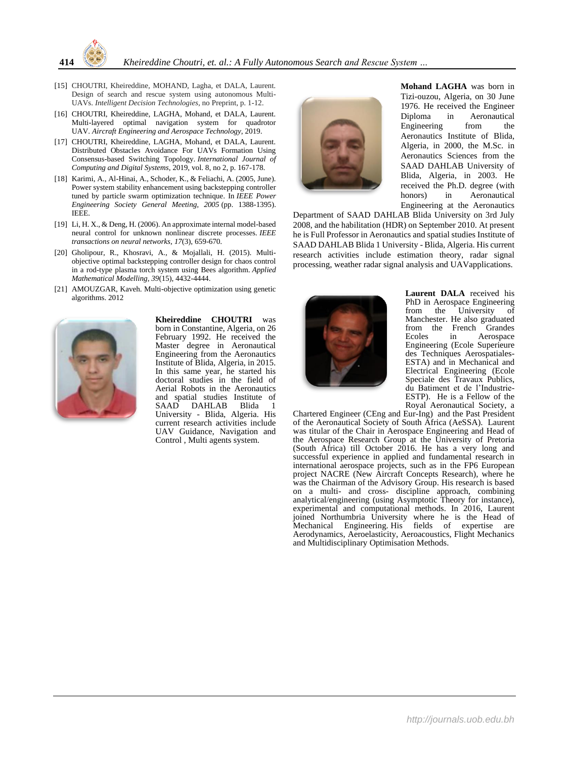[15] CHOUTRI, Kheireddine, MOHAND, Lagha, et DALA, Laurent. Design of search and rescue system using autonomous Multi-UAVs. *Intelligent Decision Technologies*, no Preprint, p. 1-12.

[16] CHOUTRI, Kheireddine, LAGHA, Mohand, et DALA, Laurent. Multi-layered optimal navigation system for quadrotor UAV. *Aircraft Engineering and Aerospace Technology*, 2019.

[17] CHOUTRI, Kheireddine, LAGHA, Mohand, et DALA, Laurent. Distributed Obstacles Avoidance For UAVs Formation Using Consensus-based Switching Topology. *International Journal of Computing and Digital Systems*, 2019, vol. 8, no 2, p. 167-178.

[18] Karimi, A., Al-Hinai, A., Schoder, K., & Feliachi, A. (2005, June). Power system stability enhancement using backstepping controller tuned by particle swarm optimization technique. In *IEEE Power Engineering Society General Meeting, 2005* (pp. 1388-1395). IEEE.

[19] Li, H. X., & Deng, H. (2006). An approximate internal model-based neural control for unknown nonlinear discrete processes. *IEEE transactions on neural networks*, *17*(3), 659-670.

[20] Gholipour, R., Khosravi, A., & Mojallali, H. (2015). Multi-objective optimal backstepping controller design for chaos control in a rod-type plasma torch system using Bees algorithm. *Applied Mathematical Modelling*, *39*(15), 4432-4444.

[21] AMOUZGAR, Kaveh. Multi-objective optimization using genetic algorithms. 2012

**Kheireddine CHOUTRI** was born in Constantine, Algeria, on 26 February 1992. He received the Master degree in Aeronautical Engineering from the Aeronautics Institute of Blida, Algeria, in 2015. In this same year, he started his doctoral studies in the field of Aerial Robots in the Aeronautics and spatial studies Institute of SAAD DAHLAB Blida 1 University - Blida, Algeria. His current research activities include UAV Guidance, Navigation and Control , Multi agents system.

**Mohand LAGHA** was born in Tizi-ouzou, Algeria, on 30 June 1976. He received the Engineer Diploma in Aeronautical Engineering from the Aeronautics Institute of Blida, Algeria, in 2000, the M.Sc. in Aeronautics Sciences from the SAAD DAHLAB University of Blida, Algeria, in 2003. He received the Ph.D. degree (with honors) in Aeronautical Engineering at the Aeronautics Department of SAAD DAHLAB Blida University on 3rd July 2008, and the habilitation (HDR) on September 2010. At present he is Full Professor in Aeronautics and spatial studies Institute of SAAD DAHLAB Blida 1 University - Blida, Algeria. His current research activities include estimation theory, radar signal processing, weather radar signal analysis and UAVapplications.

**Laurent DALA** received his PhD in Aerospace Engineering from the University of Manchester. He also graduated from the French Grandes Ecoles in Aerospace Engineering (Ecole Superieure des Techniques Aerospatiales-ESTA) and in Mechanical and Electrical Engineering (Ecole Speciale des Travaux Publics, du Batiment et de l'Industrie-ESTP). He is a Fellow of the Royal Aeronautical Society, a Chartered Engineer (CEng and Eur-Ing) and the Past President of the Aeronautical Society of South Africa (AeSSA). Laurent was titular of the Chair in Aerospace Engineering and Head of the Aerospace Research Group at the University of Pretoria (South Africa) till October 2016. He has a very long and successful experience in applied and fundamental research in international aerospace projects, such as in the FP6 European project NACRE (New Aircraft Concepts Research), where he was the Chairman of the Advisory Group. His research is based on a multi- and cross- discipline approach, combining analytical/engineering (using Asymptotic Theory for instance), experimental and computational methods. In 2016, Laurent joined Northumbria University where he is the Head of Mechanical Engineering. His fields of expertise are Aerodynamics, Aeroelasticity, Aeroacoustics, Flight Mechanics and Multidisciplinary Optimisation Methods.